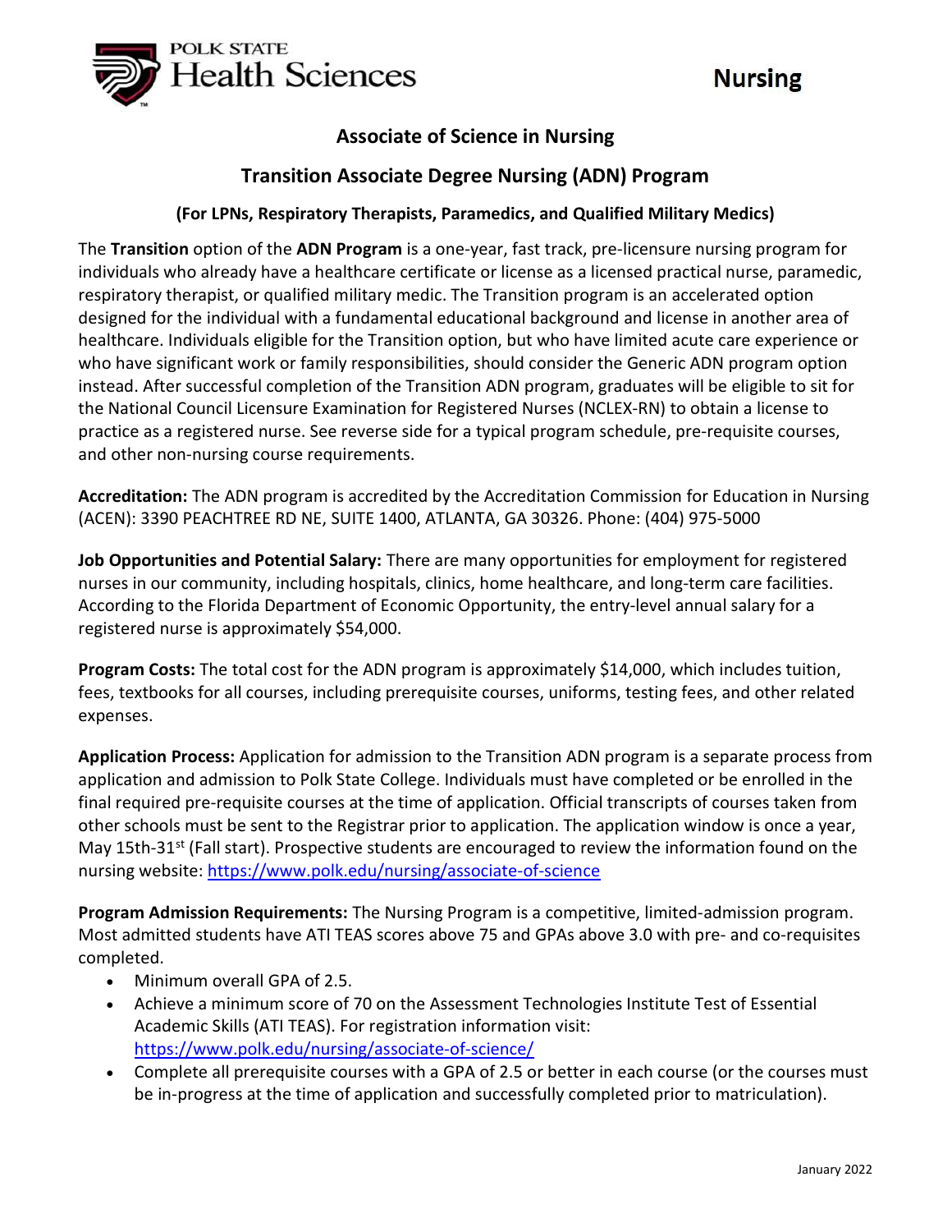POLK STATE Health Sciences

# Nursing

## Associate of Science in Nursing

## Transition Associate Degree Nursing (ADN) Program

### (For LPNs, Respiratory Therapists, Paramedics, and Qualified Military Medics)

The **Transition** option of the **ADN Program** is a one-year, fast track, pre-licensure nursing program for individuals who already have a healthcare certificate or license as a licensed practical nurse, paramedic, respiratory therapist, or qualified military medic. The Transition program is an accelerated option designed for the individual with a fundamental educational background and license in another area of healthcare. Individuals eligible for the Transition option, but who have limited acute care experience or who have significant work or family responsibilities, should consider the Generic ADN program option instead. After successful completion of the Transition ADN program, graduates will be eligible to sit for the National Council Licensure Examination for Registered Nurses (NCLEX-RN) to obtain a license to practice as a registered nurse. See reverse side for a typical program schedule, pre-requisite courses, and other non-nursing course requirements.

**Accreditation:** The ADN program is accredited by the Accreditation Commission for Education in Nursing (ACEN): 3390 PEACHTREE RD NE, SUITE 1400, ATLANTA, GA 30326. Phone: (404) 975-5000

**Job Opportunities and Potential Salary:** There are many opportunities for employment for registered nurses in our community, including hospitals, clinics, home healthcare, and long-term care facilities. According to the Florida Department of Economic Opportunity, the entry-level annual salary for a registered nurse is approximately $54,000.

**Program Costs:** The total cost for the ADN program is approximately $14,000, which includes tuition, fees, textbooks for all courses, including prerequisite courses, uniforms, testing fees, and other related expenses.

**Application Process:** Application for admission to the Transition ADN program is a separate process from application and admission to Polk State College. Individuals must have completed or be enrolled in the final required pre-requisite courses at the time of application. Official transcripts of courses taken from other schools must be sent to the Registrar prior to application. The application window is once a year, May 15th-31st (Fall start). Prospective students are encouraged to review the information found on the nursing website: https://www.polk.edu/nursing/associate-of-science

**Program Admission Requirements:** The Nursing Program is a competitive, limited-admission program. Most admitted students have ATI TEAS scores above 75 and GPAs above 3.0 with pre- and co-requisites completed.

- Minimum overall GPA of 2.5.
- Achieve a minimum score of 70 on the Assessment Technologies Institute Test of Essential Academic Skills (ATI TEAS). For registration information visit: https://www.polk.edu/nursing/associate-of-science/
- Complete all prerequisite courses with a GPA of 2.5 or better in each course (or the courses must be in-progress at the time of application and successfully completed prior to matriculation).

January 2022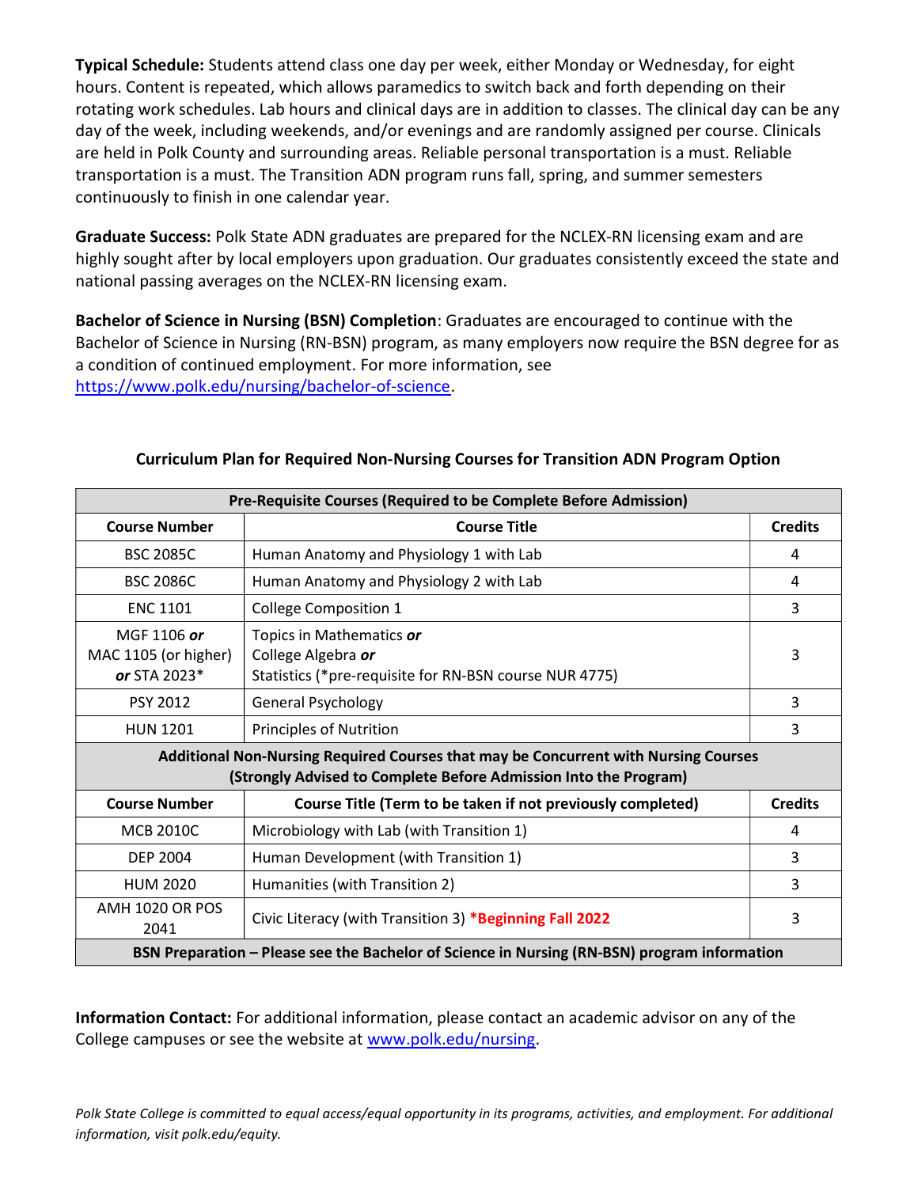**Typical Schedule:** Students attend class one day per week, either Monday or Wednesday, for eight hours. Content is repeated, which allows paramedics to switch back and forth depending on their rotating work schedules. Lab hours and clinical days are in addition to classes. The clinical day can be any day of the week, including weekends, and/or evenings and are randomly assigned per course. Clinicals are held in Polk County and surrounding areas. Reliable personal transportation is a must. Reliable transportation is a must. The Transition ADN program runs fall, spring, and summer semesters continuously to finish in one calendar year.

**Graduate Success:** Polk State ADN graduates are prepared for the NCLEX-RN licensing exam and are highly sought after by local employers upon graduation. Our graduates consistently exceed the state and national passing averages on the NCLEX-RN licensing exam.

**Bachelor of Science in Nursing (BSN) Completion**: Graduates are encouraged to continue with the Bachelor of Science in Nursing (RN-BSN) program, as many employers now require the BSN degree for as a condition of continued employment. For more information, see https://www.polk.edu/nursing/bachelor-of-science.

## Curriculum Plan for Required Non-Nursing Courses for Transition ADN Program Option

| **Pre-Requisite Courses (Required to be Complete Before Admission)** | | |
|---|---|---|
| **Course Number** | **Course Title** | **Credits** |
| BSC 2085C | Human Anatomy and Physiology 1 with Lab | 4 |
| BSC 2086C | Human Anatomy and Physiology 2 with Lab | 4 |
| ENC 1101 | College Composition 1 | 3 |
| MGF 1106 ***or*** MAC 1105 (or higher) ***or*** STA 2023* | Topics in Mathematics ***or*** College Algebra ***or*** Statistics (*pre-requisite for RN-BSN course NUR 4775) | 3 |
| PSY 2012 | General Psychology | 3 |
| HUN 1201 | Principles of Nutrition | 3 |
| **Additional Non-Nursing Required Courses that may be Concurrent with Nursing Courses (Strongly Advised to Complete Before Admission Into the Program)** | | |
| **Course Number** | **Course Title (Term to be taken if not previously completed)** | **Credits** |
| MCB 2010C | Microbiology with Lab (with Transition 1) | 4 |
| DEP 2004 | Human Development (with Transition 1) | 3 |
| HUM 2020 | Humanities (with Transition 2) | 3 |
| AMH 1020 OR POS 2041 | Civic Literacy (with Transition 3) ***Beginning Fall 2022** | 3 |
| **BSN Preparation – Please see the Bachelor of Science in Nursing (RN-BSN) program information** | | |

**Information Contact:** For additional information, please contact an academic advisor on any of the College campuses or see the website at www.polk.edu/nursing.

*Polk State College is committed to equal access/equal opportunity in its programs, activities, and employment. For additional information, visit polk.edu/equity.*